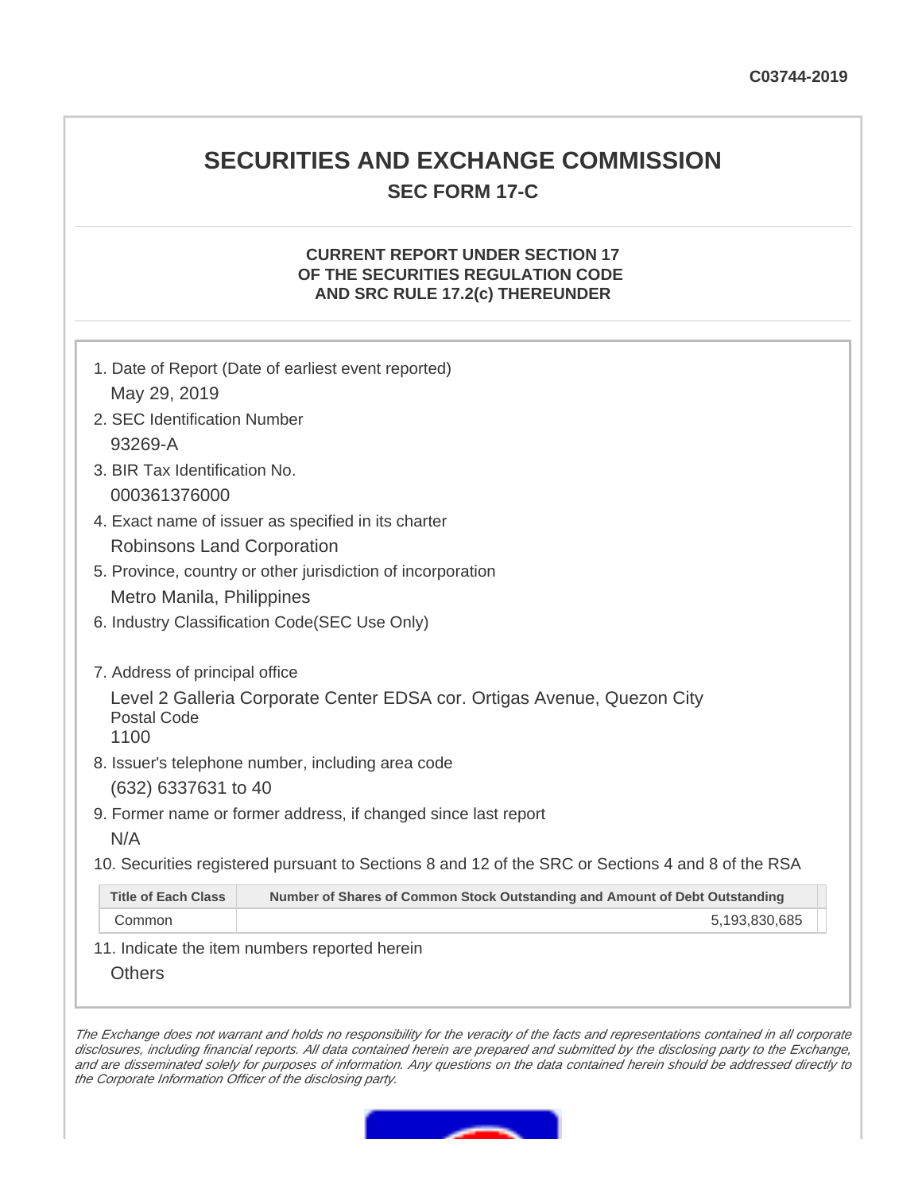C03744-2019

# SECURITIES AND EXCHANGE COMMISSION

## SEC FORM 17-C

### CURRENT REPORT UNDER SECTION 17 OF THE SECURITIES REGULATION CODE AND SRC RULE 17.2(c) THEREUNDER

1. Date of Report (Date of earliest event reported)
   May 29, 2019
2. SEC Identification Number
   93269-A
3. BIR Tax Identification No.
   000361376000
4. Exact name of issuer as specified in its charter
   Robinsons Land Corporation
5. Province, country or other jurisdiction of incorporation
   Metro Manila, Philippines
6. Industry Classification Code(SEC Use Only)

7. Address of principal office
   Level 2 Galleria Corporate Center EDSA cor. Ortigas Avenue, Quezon City
   Postal Code
   1100
8. Issuer's telephone number, including area code
   (632) 6337631 to 40
9. Former name or former address, if changed since last report
   N/A
10. Securities registered pursuant to Sections 8 and 12 of the SRC or Sections 4 and 8 of the RSA

| Title of Each Class | Number of Shares of Common Stock Outstanding and Amount of Debt Outstanding |
|---|---|
| Common | 5,193,830,685 |

11. Indicate the item numbers reported herein
   Others

*The Exchange does not warrant and holds no responsibility for the veracity of the facts and representations contained in all corporate disclosures, including financial reports. All data contained herein are prepared and submitted by the disclosing party to the Exchange, and are disseminated solely for purposes of information. Any questions on the data contained herein should be addressed directly to the Corporate Information Officer of the disclosing party.*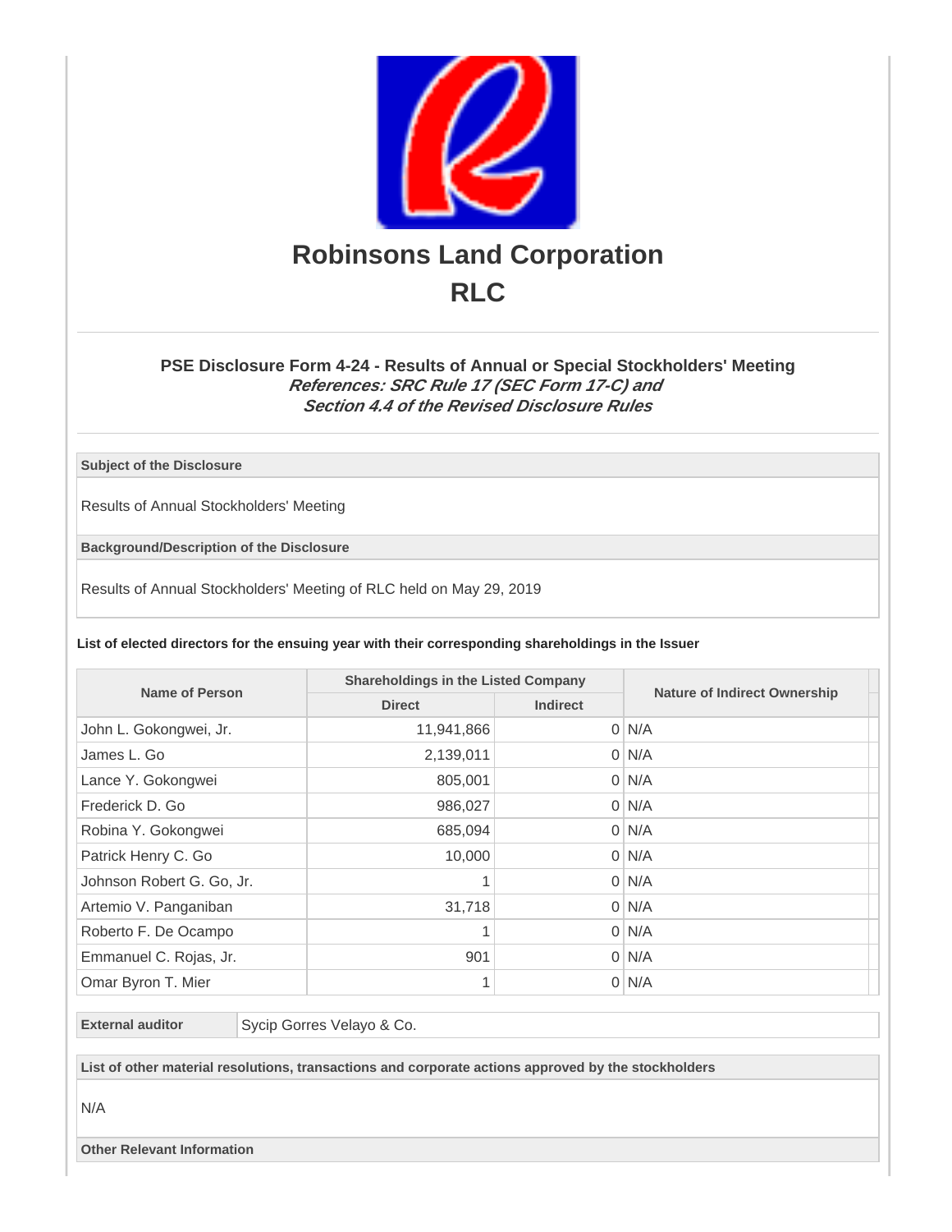# Robinsons Land Corporation

# RLC

### PSE Disclosure Form 4-24 - Results of Annual or Special Stockholders' Meeting

***References: SRC Rule 17 (SEC Form 17-C) and Section 4.4 of the Revised Disclosure Rules***

**Subject of the Disclosure**

Results of Annual Stockholders' Meeting

**Background/Description of the Disclosure**

Results of Annual Stockholders' Meeting of RLC held on May 29, 2019

**List of elected directors for the ensuing year with their corresponding shareholdings in the Issuer**

| Name of Person | Shareholdings in the Listed Company | | Nature of Indirect Ownership |
|---|---|---|---|
| | Direct | Indirect | |
| John L. Gokongwei, Jr. | 11,941,866 | 0 | N/A |
| James L. Go | 2,139,011 | 0 | N/A |
| Lance Y. Gokongwei | 805,001 | 0 | N/A |
| Frederick D. Go | 986,027 | 0 | N/A |
| Robina Y. Gokongwei | 685,094 | 0 | N/A |
| Patrick Henry C. Go | 10,000 | 0 | N/A |
| Johnson Robert G. Go, Jr. | 1 | 0 | N/A |
| Artemio V. Panganiban | 31,718 | 0 | N/A |
| Roberto F. De Ocampo | 1 | 0 | N/A |
| Emmanuel C. Rojas, Jr. | 901 | 0 | N/A |
| Omar Byron T. Mier | 1 | 0 | N/A |

| External auditor | Sycip Gorres Velayo & Co. |
|---|---|

**List of other material resolutions, transactions and corporate actions approved by the stockholders**

N/A

**Other Relevant Information**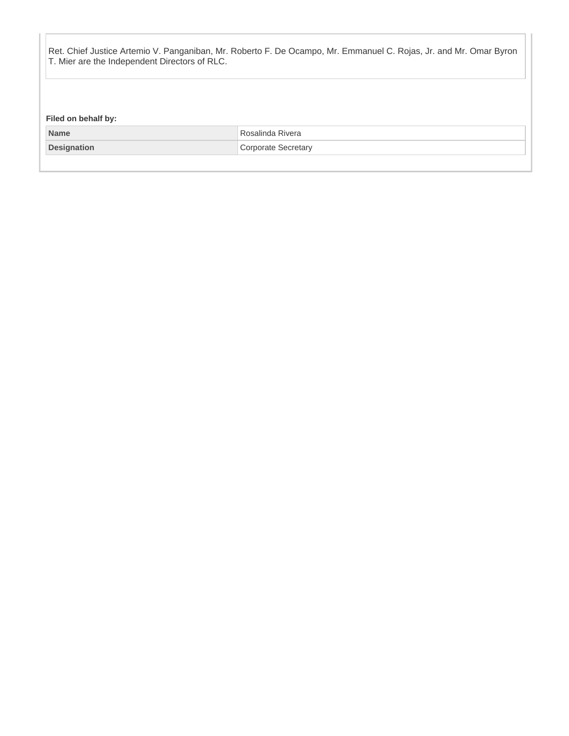Ret. Chief Justice Artemio V. Panganiban, Mr. Roberto F. De Ocampo, Mr. Emmanuel C. Rojas, Jr. and Mr. Omar Byron T. Mier are the Independent Directors of RLC.

**Filed on behalf by:**

| | |
|---|---|
| **Name** | Rosalinda Rivera |
| **Designation** | Corporate Secretary |